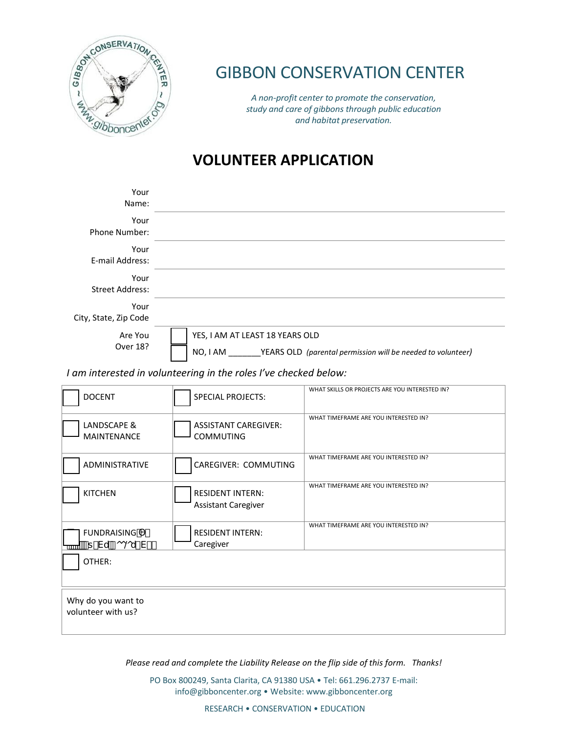# GIBBON CONSERVATION CENTER

*A non-profit center to promote the conservation, study and care of gibbons through public education and habitat preservation.*

## VOLUNTEER APPLICATION

| | |
|---|---|
| Your Name: | |
| Your Phone Number: | |
| Your E-mail Address: | |
| Your Street Address: | |
| Your City, State, Zip Code | |
| Are You Over 18? | ☐ YES, I AM AT LEAST 18 YEARS OLD<br>☐ NO, I AM _______YEARS OLD *(parental permission will be needed to volunteer)* |

*I am interested in volunteering in the roles I've checked below:*

| | | |
|---|---|---|
| ☐ DOCENT | ☐ SPECIAL PROJECTS: | WHAT SKILLS OR PROJECTS ARE YOU INTERESTED IN? |
| ☐ LANDSCAPE & MAINTENANCE | ☐ ASSISTANT CAREGIVER: COMMUTING | WHAT TIMEFRAME ARE YOU INTERESTED IN? |
| ☐ ADMINISTRATIVE | ☐ CAREGIVER: COMMUTING | WHAT TIMEFRAME ARE YOU INTERESTED IN? |
| ☐ KITCHEN | ☐ RESIDENT INTERN: Assistant Caregiver | WHAT TIMEFRAME ARE YOU INTERESTED IN? |
| ☐ FUNDRAISING | ☐ RESIDENT INTERN: Caregiver | WHAT TIMEFRAME ARE YOU INTERESTED IN? |
| ☐ OTHER: | | |

| |
|---|
| Why do you want to volunteer with us? |

*Please read and complete the Liability Release on the flip side of this form. Thanks!*

PO Box 800249, Santa Clarita, CA 91380 USA • Tel: 661.296.2737 E-mail: info@gibboncenter.org • Website: www.gibboncenter.org

RESEARCH • CONSERVATION • EDUCATION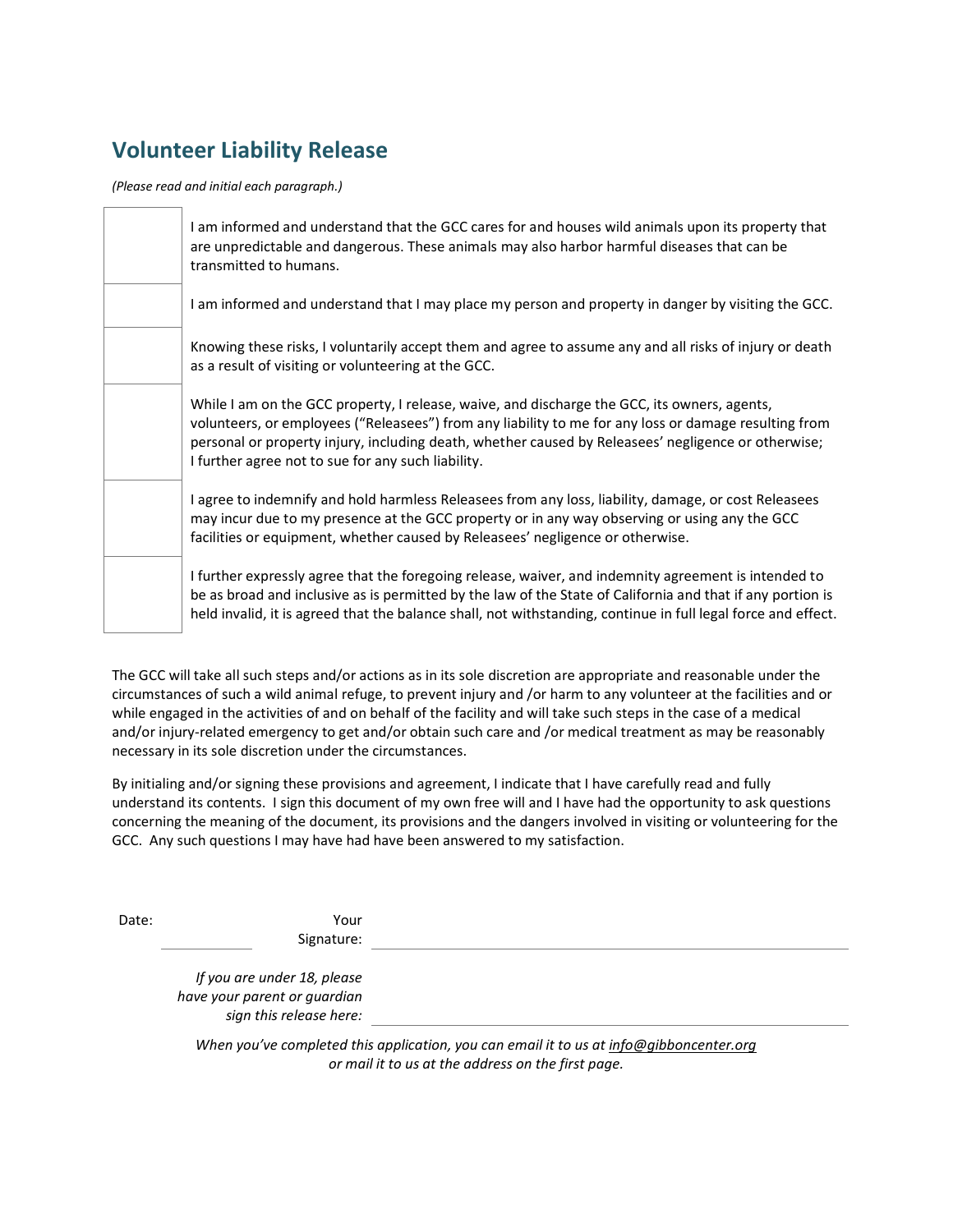## Volunteer Liability Release

*(Please read and initial each paragraph.)*

| | |
|---|---|
| | I am informed and understand that the GCC cares for and houses wild animals upon its property that are unpredictable and dangerous. These animals may also harbor harmful diseases that can be transmitted to humans. |
| | I am informed and understand that I may place my person and property in danger by visiting the GCC. |
| | Knowing these risks, I voluntarily accept them and agree to assume any and all risks of injury or death as a result of visiting or volunteering at the GCC. |
| | While I am on the GCC property, I release, waive, and discharge the GCC, its owners, agents, volunteers, or employees ("Releasees") from any liability to me for any loss or damage resulting from personal or property injury, including death, whether caused by Releasees' negligence or otherwise; I further agree not to sue for any such liability. |
| | I agree to indemnify and hold harmless Releasees from any loss, liability, damage, or cost Releasees may incur due to my presence at the GCC property or in any way observing or using any the GCC facilities or equipment, whether caused by Releasees' negligence or otherwise. |
| | I further expressly agree that the foregoing release, waiver, and indemnity agreement is intended to be as broad and inclusive as is permitted by the law of the State of California and that if any portion is held invalid, it is agreed that the balance shall, not withstanding, continue in full legal force and effect. |

The GCC will take all such steps and/or actions as in its sole discretion are appropriate and reasonable under the circumstances of such a wild animal refuge, to prevent injury and /or harm to any volunteer at the facilities and or while engaged in the activities of and on behalf of the facility and will take such steps in the case of a medical and/or injury-related emergency to get and/or obtain such care and /or medical treatment as may be reasonably necessary in its sole discretion under the circumstances.

By initialing and/or signing these provisions and agreement, I indicate that I have carefully read and fully understand its contents. I sign this document of my own free will and I have had the opportunity to ask questions concerning the meaning of the document, its provisions and the dangers involved in visiting or volunteering for the GCC. Any such questions I may have had have been answered to my satisfaction.

Date: ____________ Your Signature: ________________________________________

*If you are under 18, please have your parent or guardian sign this release here:* ________________________________________

*When you've completed this application, you can email it to us at info@gibboncenter.org or mail it to us at the address on the first page.*